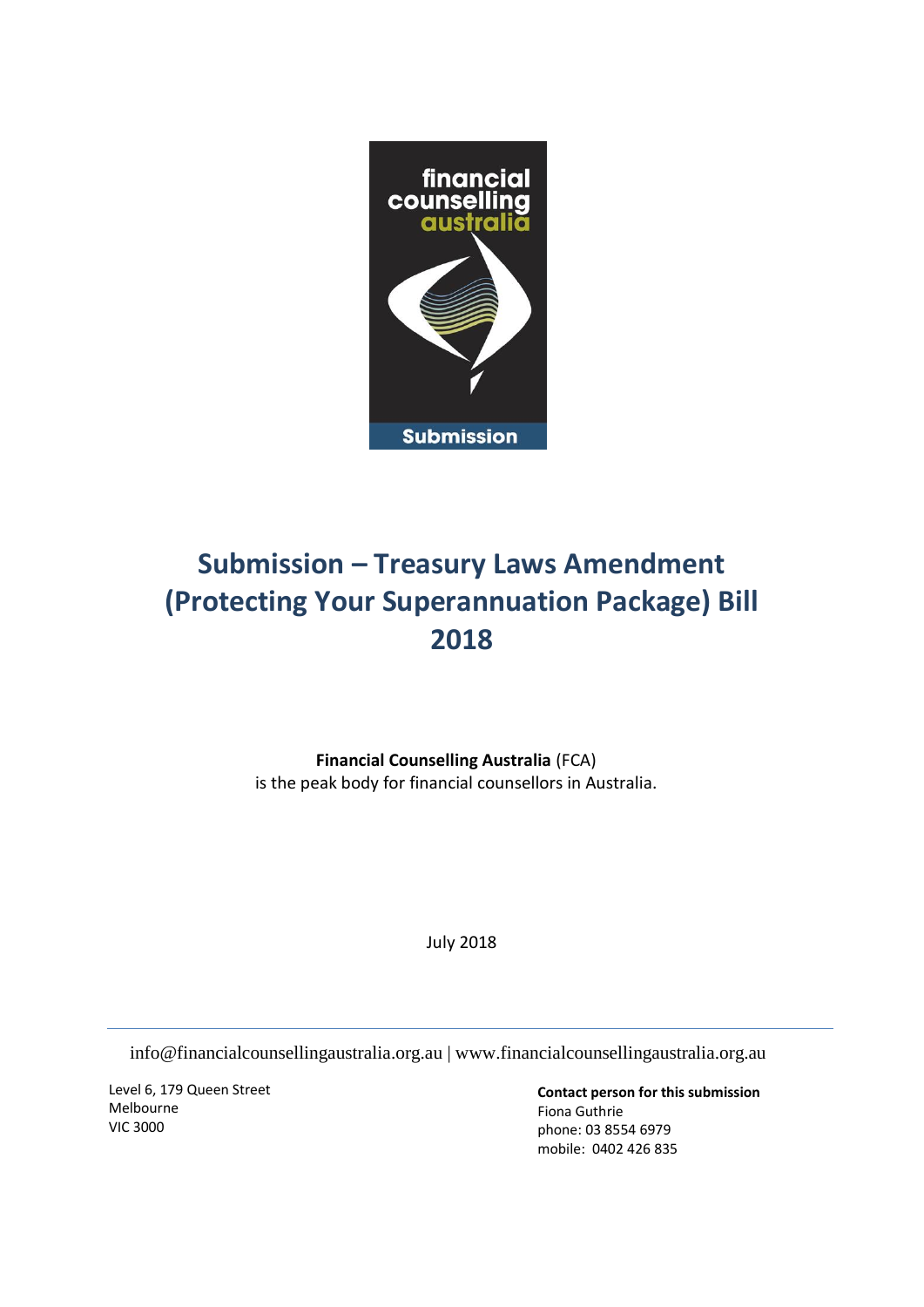# Submission – Treasury Laws Amendment (Protecting Your Superannuation Package) Bill 2018

**Financial Counselling Australia** (FCA)
is the peak body for financial counsellors in Australia.

July 2018

info@financialcounsellingaustralia.org.au | www.financialcounsellingaustralia.org.au

Level 6, 179 Queen Street
Melbourne
VIC 3000

**Contact person for this submission**
Fiona Guthrie
phone: 03 8554 6979
mobile: 0402 426 835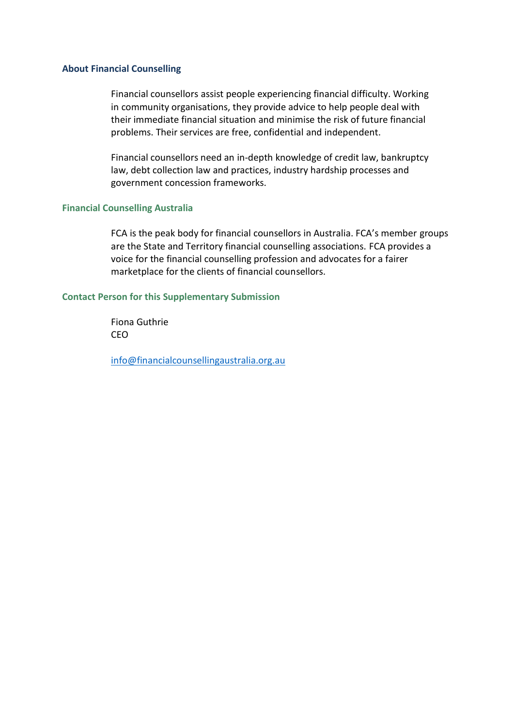### About Financial Counselling

Financial counsellors assist people experiencing financial difficulty. Working in community organisations, they provide advice to help people deal with their immediate financial situation and minimise the risk of future financial problems. Their services are free, confidential and independent.

Financial counsellors need an in-depth knowledge of credit law, bankruptcy law, debt collection law and practices, industry hardship processes and government concession frameworks.

### Financial Counselling Australia

FCA is the peak body for financial counsellors in Australia. FCA's member groups are the State and Territory financial counselling associations. FCA provides a voice for the financial counselling profession and advocates for a fairer marketplace for the clients of financial counsellors.

### Contact Person for this Supplementary Submission

Fiona Guthrie
CEO

info@financialcounsellingaustralia.org.au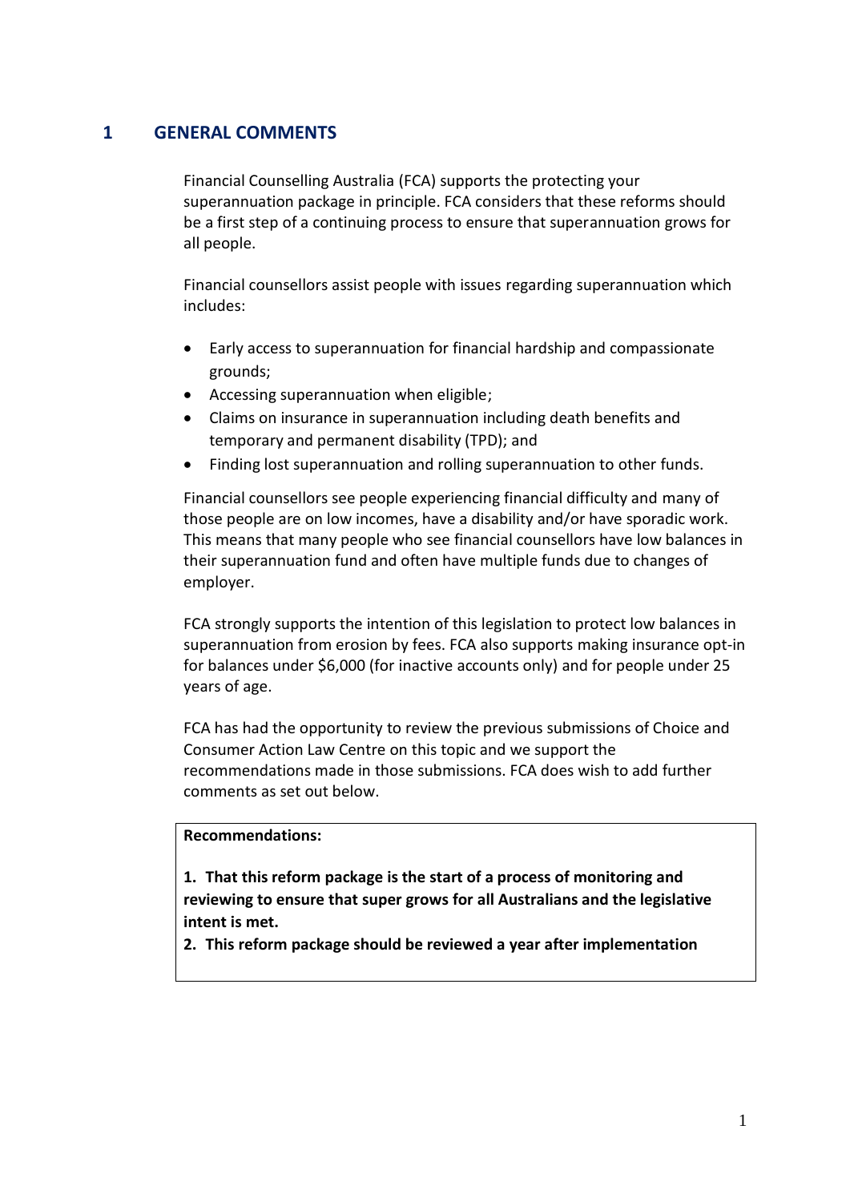## 1 GENERAL COMMENTS

Financial Counselling Australia (FCA) supports the protecting your superannuation package in principle. FCA considers that these reforms should be a first step of a continuing process to ensure that superannuation grows for all people.

Financial counsellors assist people with issues regarding superannuation which includes:

- Early access to superannuation for financial hardship and compassionate grounds;
- Accessing superannuation when eligible;
- Claims on insurance in superannuation including death benefits and temporary and permanent disability (TPD); and
- Finding lost superannuation and rolling superannuation to other funds.

Financial counsellors see people experiencing financial difficulty and many of those people are on low incomes, have a disability and/or have sporadic work. This means that many people who see financial counsellors have low balances in their superannuation fund and often have multiple funds due to changes of employer.

FCA strongly supports the intention of this legislation to protect low balances in superannuation from erosion by fees. FCA also supports making insurance opt-in for balances under $6,000 (for inactive accounts only) and for people under 25 years of age.

FCA has had the opportunity to review the previous submissions of Choice and Consumer Action Law Centre on this topic and we support the recommendations made in those submissions. FCA does wish to add further comments as set out below.

**Recommendations:**

**1. That this reform package is the start of a process of monitoring and reviewing to ensure that super grows for all Australians and the legislative intent is met.**

**2. This reform package should be reviewed a year after implementation**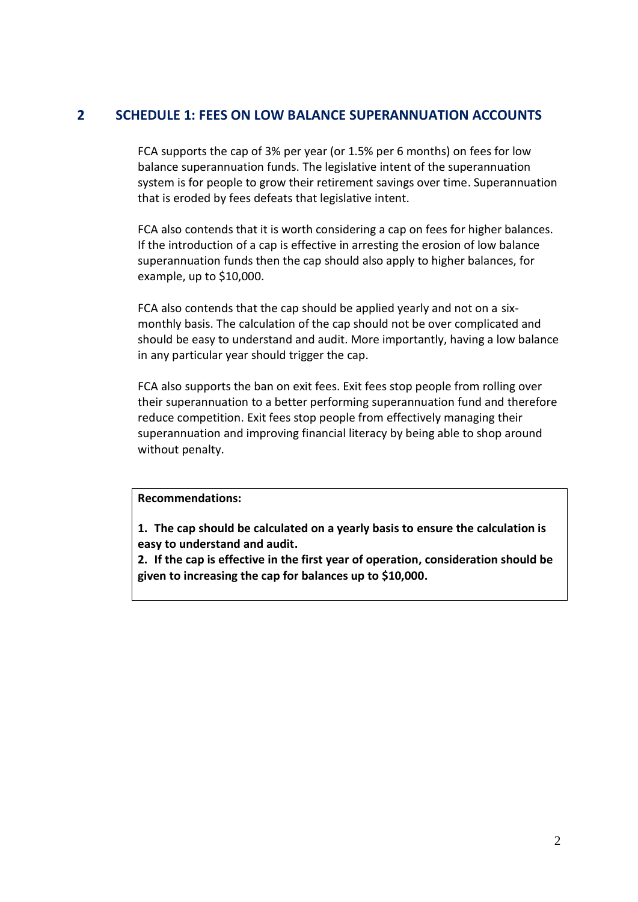## 2 SCHEDULE 1: FEES ON LOW BALANCE SUPERANNUATION ACCOUNTS

FCA supports the cap of 3% per year (or 1.5% per 6 months) on fees for low balance superannuation funds. The legislative intent of the superannuation system is for people to grow their retirement savings over time. Superannuation that is eroded by fees defeats that legislative intent.

FCA also contends that it is worth considering a cap on fees for higher balances. If the introduction of a cap is effective in arresting the erosion of low balance superannuation funds then the cap should also apply to higher balances, for example, up to $10,000.

FCA also contends that the cap should be applied yearly and not on a six-monthly basis. The calculation of the cap should not be over complicated and should be easy to understand and audit. More importantly, having a low balance in any particular year should trigger the cap.

FCA also supports the ban on exit fees. Exit fees stop people from rolling over their superannuation to a better performing superannuation fund and therefore reduce competition. Exit fees stop people from effectively managing their superannuation and improving financial literacy by being able to shop around without penalty.

**Recommendations:**

**1. The cap should be calculated on a yearly basis to ensure the calculation is easy to understand and audit.**

**2. If the cap is effective in the first year of operation, consideration should be given to increasing the cap for balances up to $10,000.**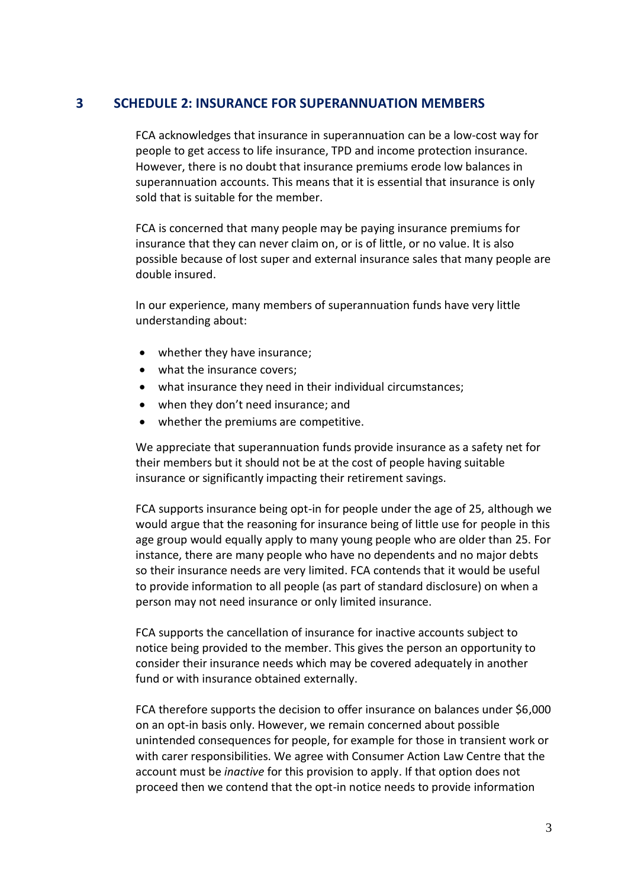## 3 SCHEDULE 2: INSURANCE FOR SUPERANNUATION MEMBERS

FCA acknowledges that insurance in superannuation can be a low-cost way for people to get access to life insurance, TPD and income protection insurance. However, there is no doubt that insurance premiums erode low balances in superannuation accounts. This means that it is essential that insurance is only sold that is suitable for the member.

FCA is concerned that many people may be paying insurance premiums for insurance that they can never claim on, or is of little, or no value. It is also possible because of lost super and external insurance sales that many people are double insured.

In our experience, many members of superannuation funds have very little understanding about:

- whether they have insurance;
- what the insurance covers;
- what insurance they need in their individual circumstances;
- when they don't need insurance; and
- whether the premiums are competitive.

We appreciate that superannuation funds provide insurance as a safety net for their members but it should not be at the cost of people having suitable insurance or significantly impacting their retirement savings.

FCA supports insurance being opt-in for people under the age of 25, although we would argue that the reasoning for insurance being of little use for people in this age group would equally apply to many young people who are older than 25. For instance, there are many people who have no dependents and no major debts so their insurance needs are very limited. FCA contends that it would be useful to provide information to all people (as part of standard disclosure) on when a person may not need insurance or only limited insurance.

FCA supports the cancellation of insurance for inactive accounts subject to notice being provided to the member. This gives the person an opportunity to consider their insurance needs which may be covered adequately in another fund or with insurance obtained externally.

FCA therefore supports the decision to offer insurance on balances under $6,000 on an opt-in basis only. However, we remain concerned about possible unintended consequences for people, for example for those in transient work or with carer responsibilities. We agree with Consumer Action Law Centre that the account must be *inactive* for this provision to apply. If that option does not proceed then we contend that the opt-in notice needs to provide information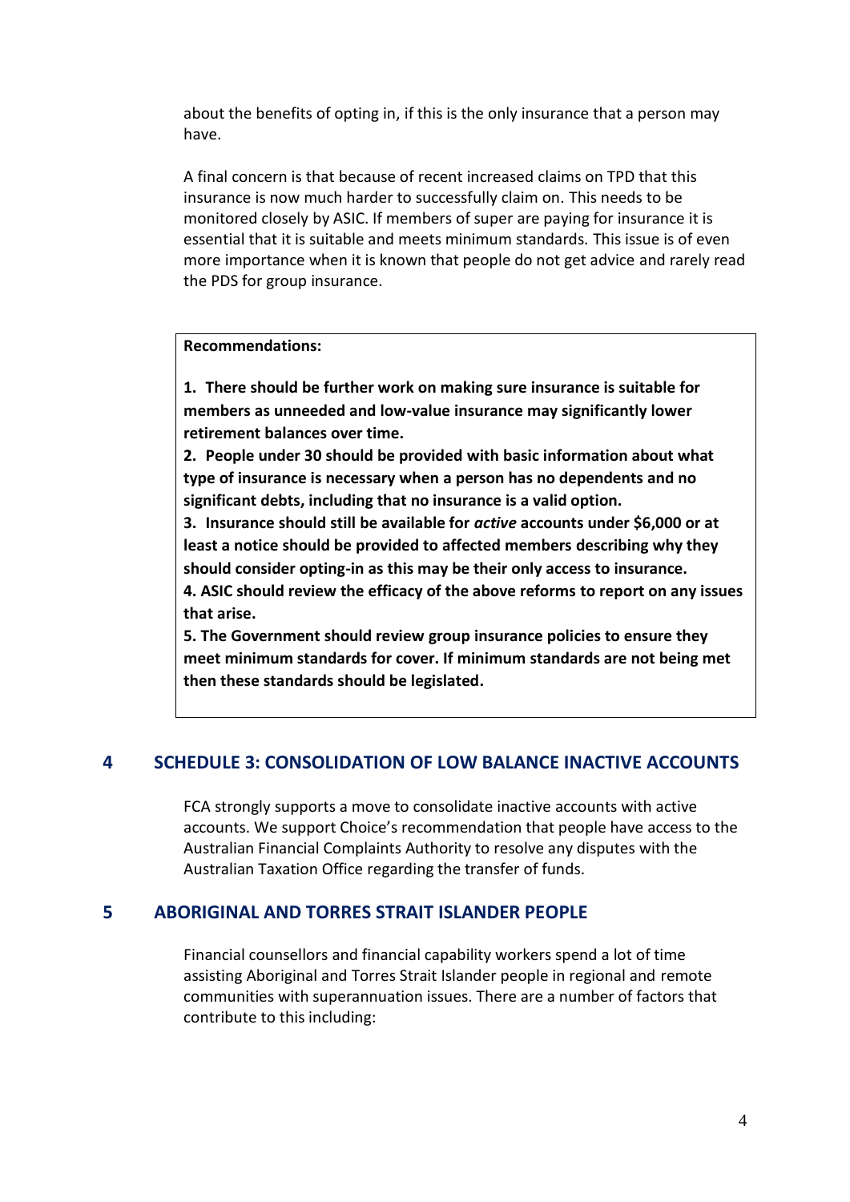about the benefits of opting in, if this is the only insurance that a person may have.

A final concern is that because of recent increased claims on TPD that this insurance is now much harder to successfully claim on. This needs to be monitored closely by ASIC. If members of super are paying for insurance it is essential that it is suitable and meets minimum standards. This issue is of even more importance when it is known that people do not get advice and rarely read the PDS for group insurance.

**Recommendations:**

**1. There should be further work on making sure insurance is suitable for members as unneeded and low-value insurance may significantly lower retirement balances over time.**

**2. People under 30 should be provided with basic information about what type of insurance is necessary when a person has no dependents and no significant debts, including that no insurance is a valid option.**

**3. Insurance should still be available for *active* accounts under $6,000 or at least a notice should be provided to affected members describing why they should consider opting-in as this may be their only access to insurance.**

**4. ASIC should review the efficacy of the above reforms to report on any issues that arise.**

**5. The Government should review group insurance policies to ensure they meet minimum standards for cover. If minimum standards are not being met then these standards should be legislated.**

## 4 SCHEDULE 3: CONSOLIDATION OF LOW BALANCE INACTIVE ACCOUNTS

FCA strongly supports a move to consolidate inactive accounts with active accounts. We support Choice's recommendation that people have access to the Australian Financial Complaints Authority to resolve any disputes with the Australian Taxation Office regarding the transfer of funds.

## 5 ABORIGINAL AND TORRES STRAIT ISLANDER PEOPLE

Financial counsellors and financial capability workers spend a lot of time assisting Aboriginal and Torres Strait Islander people in regional and remote communities with superannuation issues. There are a number of factors that contribute to this including: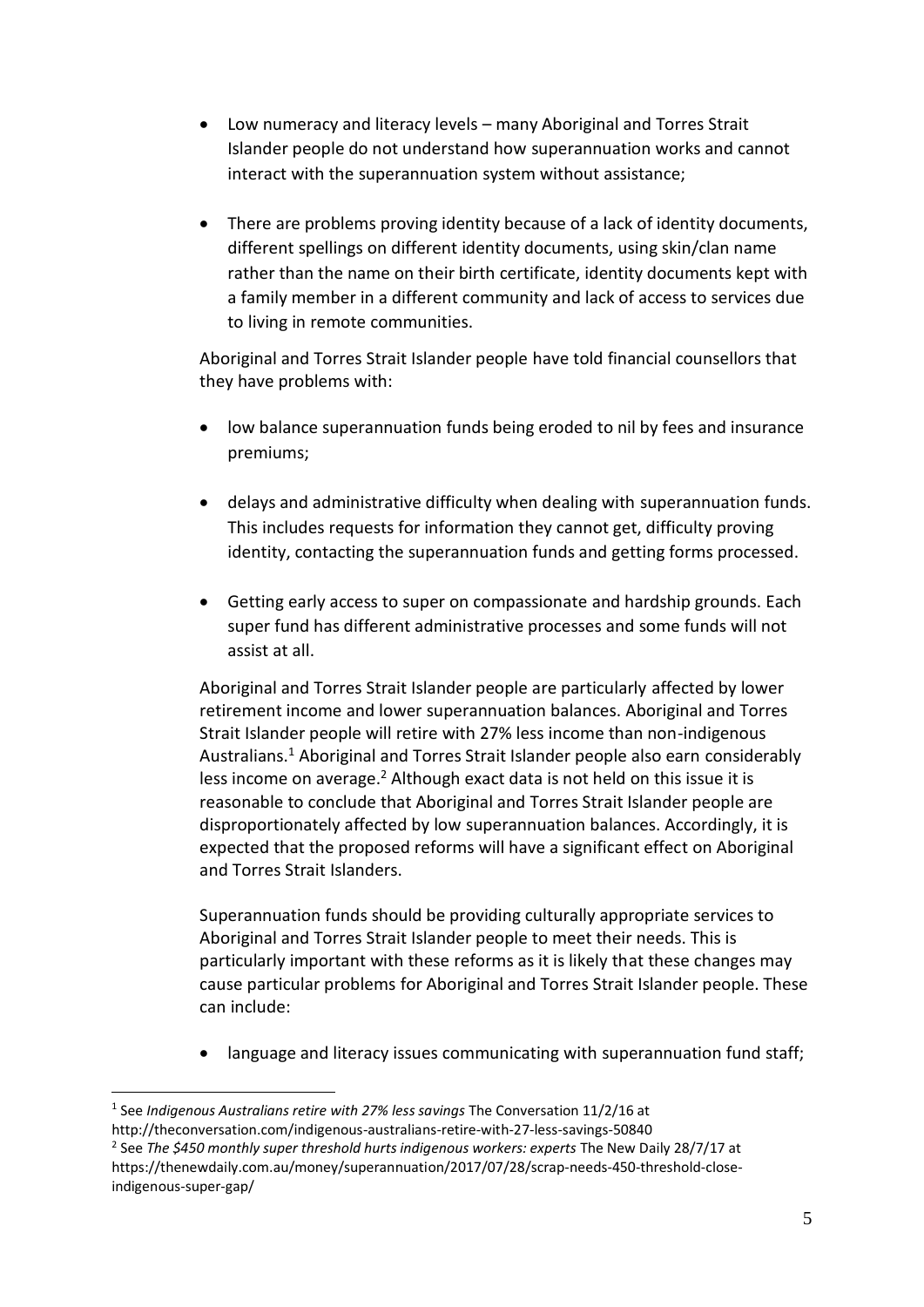- Low numeracy and literacy levels – many Aboriginal and Torres Strait Islander people do not understand how superannuation works and cannot interact with the superannuation system without assistance;

- There are problems proving identity because of a lack of identity documents, different spellings on different identity documents, using skin/clan name rather than the name on their birth certificate, identity documents kept with a family member in a different community and lack of access to services due to living in remote communities.

Aboriginal and Torres Strait Islander people have told financial counsellors that they have problems with:

- low balance superannuation funds being eroded to nil by fees and insurance premiums;

- delays and administrative difficulty when dealing with superannuation funds. This includes requests for information they cannot get, difficulty proving identity, contacting the superannuation funds and getting forms processed.

- Getting early access to super on compassionate and hardship grounds. Each super fund has different administrative processes and some funds will not assist at all.

Aboriginal and Torres Strait Islander people are particularly affected by lower retirement income and lower superannuation balances. Aboriginal and Torres Strait Islander people will retire with 27% less income than non-indigenous Australians.[1] Aboriginal and Torres Strait Islander people also earn considerably less income on average.[2] Although exact data is not held on this issue it is reasonable to conclude that Aboriginal and Torres Strait Islander people are disproportionately affected by low superannuation balances. Accordingly, it is expected that the proposed reforms will have a significant effect on Aboriginal and Torres Strait Islanders.

Superannuation funds should be providing culturally appropriate services to Aboriginal and Torres Strait Islander people to meet their needs. This is particularly important with these reforms as it is likely that these changes may cause particular problems for Aboriginal and Torres Strait Islander people. These can include:

- language and literacy issues communicating with superannuation fund staff;

---

[1] See *Indigenous Australians retire with 27% less savings* The Conversation 11/2/16 at http://theconversation.com/indigenous-australians-retire-with-27-less-savings-50840

[2] See *The $450 monthly super threshold hurts indigenous workers: experts* The New Daily 28/7/17 at https://thenewdaily.com.au/money/superannuation/2017/07/28/scrap-needs-450-threshold-close-indigenous-super-gap/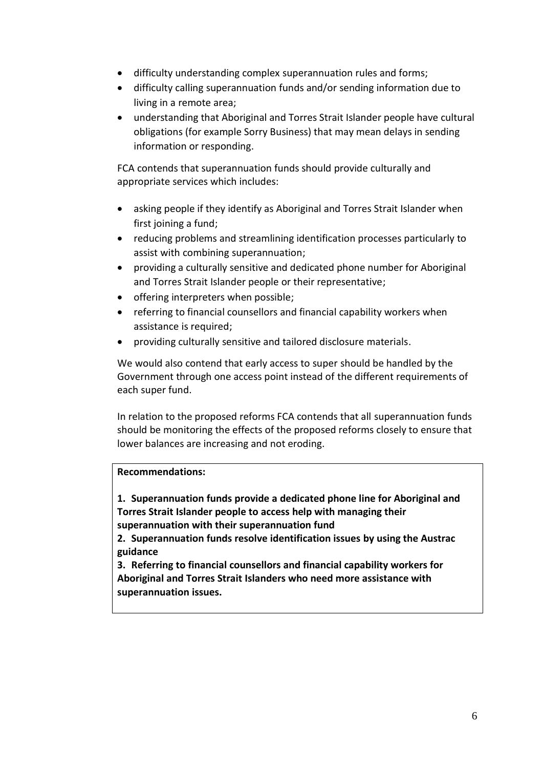- difficulty understanding complex superannuation rules and forms;
- difficulty calling superannuation funds and/or sending information due to living in a remote area;
- understanding that Aboriginal and Torres Strait Islander people have cultural obligations (for example Sorry Business) that may mean delays in sending information or responding.

FCA contends that superannuation funds should provide culturally and appropriate services which includes:

- asking people if they identify as Aboriginal and Torres Strait Islander when first joining a fund;
- reducing problems and streamlining identification processes particularly to assist with combining superannuation;
- providing a culturally sensitive and dedicated phone number for Aboriginal and Torres Strait Islander people or their representative;
- offering interpreters when possible;
- referring to financial counsellors and financial capability workers when assistance is required;
- providing culturally sensitive and tailored disclosure materials.

We would also contend that early access to super should be handled by the Government through one access point instead of the different requirements of each super fund.

In relation to the proposed reforms FCA contends that all superannuation funds should be monitoring the effects of the proposed reforms closely to ensure that lower balances are increasing and not eroding.

**Recommendations:**

**1. Superannuation funds provide a dedicated phone line for Aboriginal and Torres Strait Islander people to access help with managing their superannuation with their superannuation fund**

**2. Superannuation funds resolve identification issues by using the Austrac guidance**

**3. Referring to financial counsellors and financial capability workers for Aboriginal and Torres Strait Islanders who need more assistance with superannuation issues.**